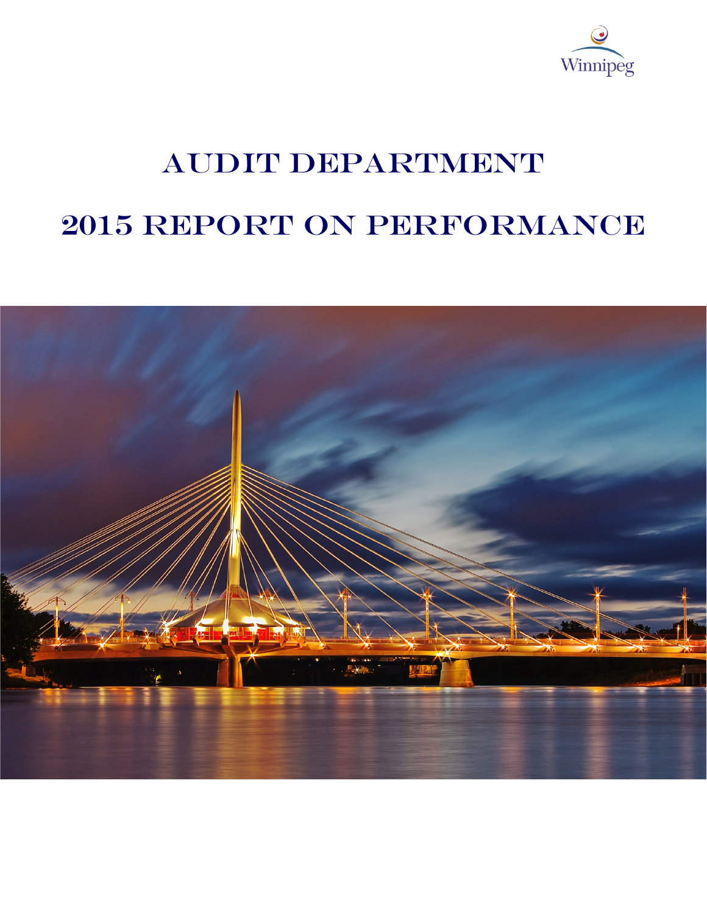Winnipeg

# AUDIT DEPARTMENT

# 2015 REPORT ON PERFORMANCE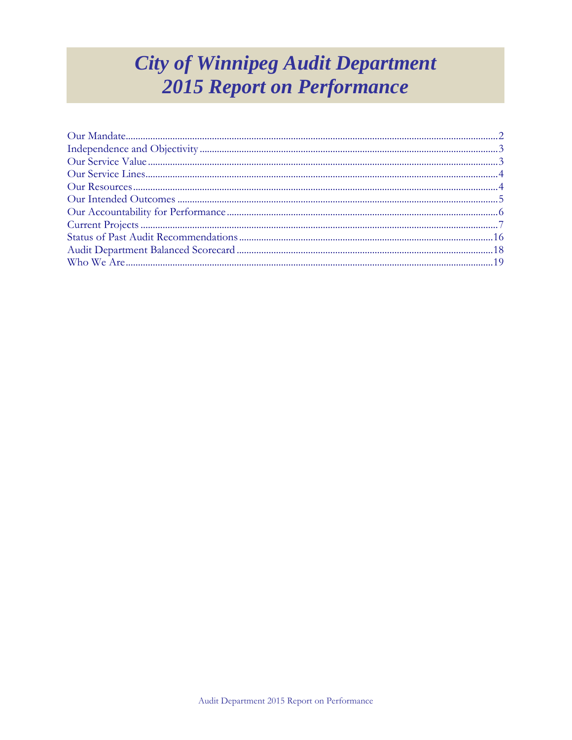# City of Winnipeg Audit Department
# 2015 Report on Performance

Our Mandate ..... 2
Independence and Objectivity ..... 3
Our Service Value ..... 3
Our Service Lines ..... 4
Our Resources ..... 4
Our Intended Outcomes ..... 5
Our Accountability for Performance ..... 6
Current Projects ..... 7
Status of Past Audit Recommendations ..... 16
Audit Department Balanced Scorecard ..... 18
Who We Are ..... 19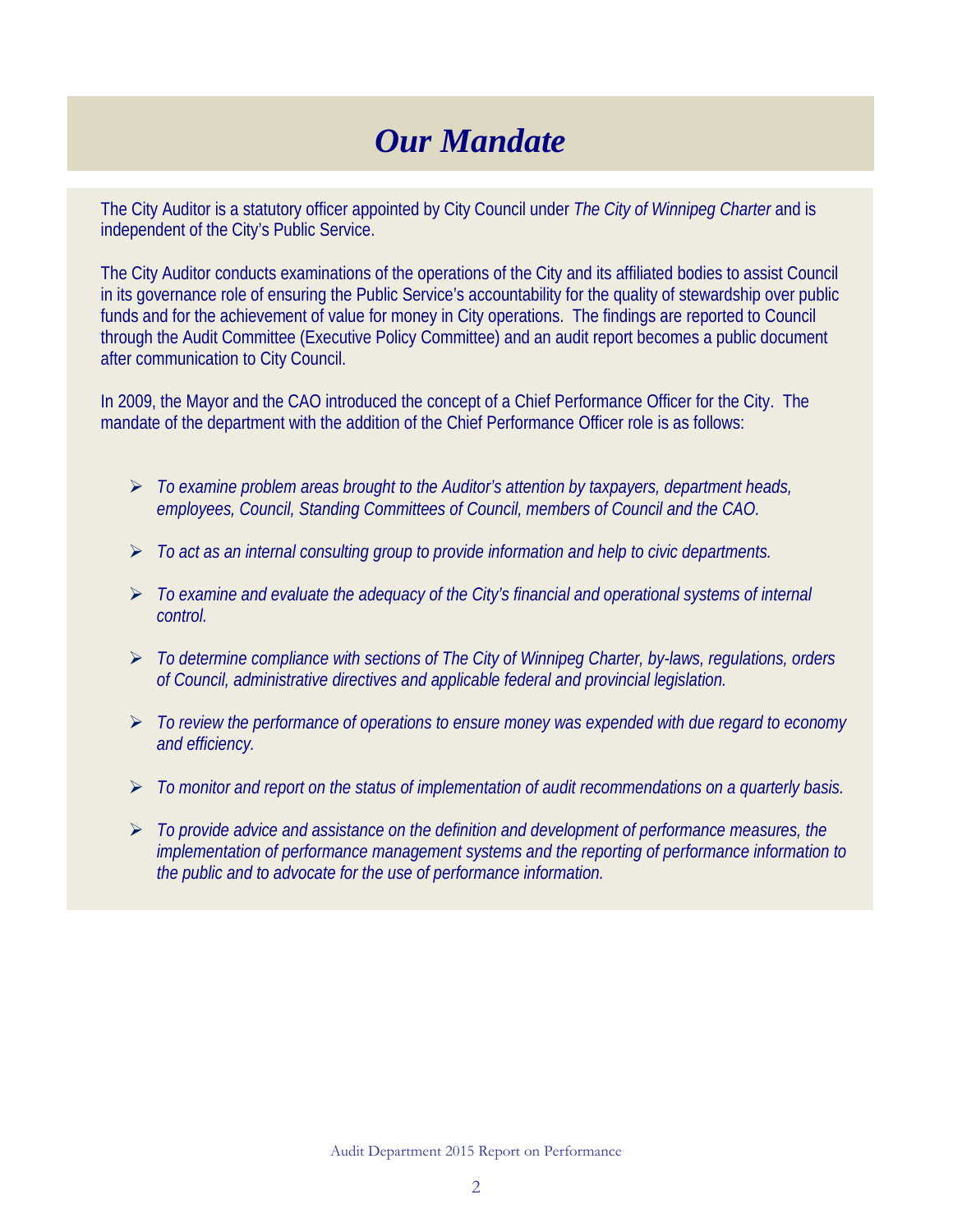# *Our Mandate*

The City Auditor is a statutory officer appointed by City Council under *The City of Winnipeg Charter* and is independent of the City's Public Service.

The City Auditor conducts examinations of the operations of the City and its affiliated bodies to assist Council in its governance role of ensuring the Public Service's accountability for the quality of stewardship over public funds and for the achievement of value for money in City operations. The findings are reported to Council through the Audit Committee (Executive Policy Committee) and an audit report becomes a public document after communication to City Council.

In 2009, the Mayor and the CAO introduced the concept of a Chief Performance Officer for the City. The mandate of the department with the addition of the Chief Performance Officer role is as follows:

- *To examine problem areas brought to the Auditor's attention by taxpayers, department heads, employees, Council, Standing Committees of Council, members of Council and the CAO.*
- *To act as an internal consulting group to provide information and help to civic departments.*
- *To examine and evaluate the adequacy of the City's financial and operational systems of internal control.*
- *To determine compliance with sections of The City of Winnipeg Charter, by-laws, regulations, orders of Council, administrative directives and applicable federal and provincial legislation.*
- *To review the performance of operations to ensure money was expended with due regard to economy and efficiency.*
- *To monitor and report on the status of implementation of audit recommendations on a quarterly basis.*
- *To provide advice and assistance on the definition and development of performance measures, the implementation of performance management systems and the reporting of performance information to the public and to advocate for the use of performance information.*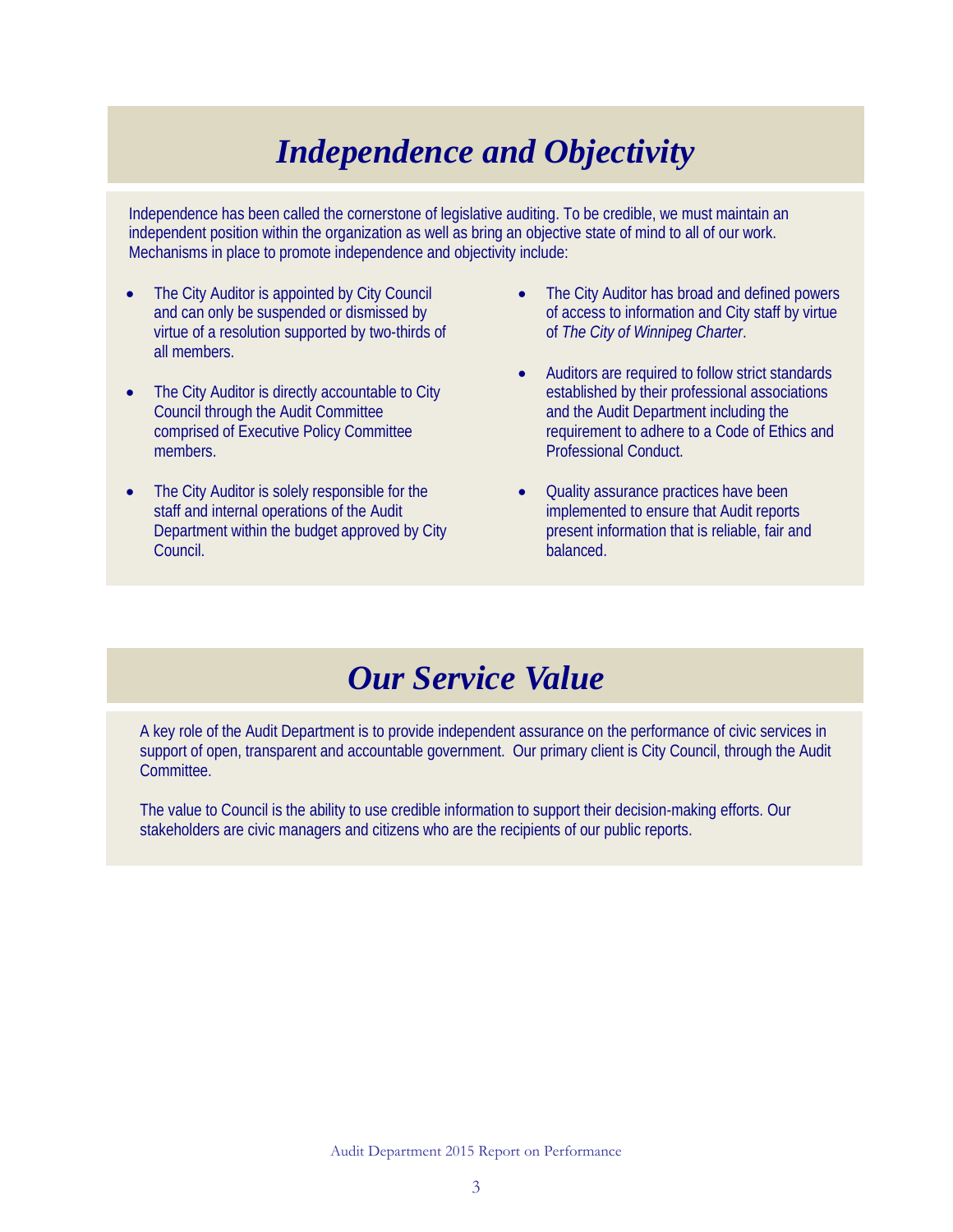# *Independence and Objectivity*

Independence has been called the cornerstone of legislative auditing. To be credible, we must maintain an independent position within the organization as well as bring an objective state of mind to all of our work. Mechanisms in place to promote independence and objectivity include:

- The City Auditor is appointed by City Council and can only be suspended or dismissed by virtue of a resolution supported by two-thirds of all members.
- The City Auditor is directly accountable to City Council through the Audit Committee comprised of Executive Policy Committee members.
- The City Auditor is solely responsible for the staff and internal operations of the Audit Department within the budget approved by City Council.
- The City Auditor has broad and defined powers of access to information and City staff by virtue of *The City of Winnipeg Charter*.
- Auditors are required to follow strict standards established by their professional associations and the Audit Department including the requirement to adhere to a Code of Ethics and Professional Conduct.
- Quality assurance practices have been implemented to ensure that Audit reports present information that is reliable, fair and balanced.

# *Our Service Value*

A key role of the Audit Department is to provide independent assurance on the performance of civic services in support of open, transparent and accountable government. Our primary client is City Council, through the Audit Committee.

The value to Council is the ability to use credible information to support their decision-making efforts. Our stakeholders are civic managers and citizens who are the recipients of our public reports.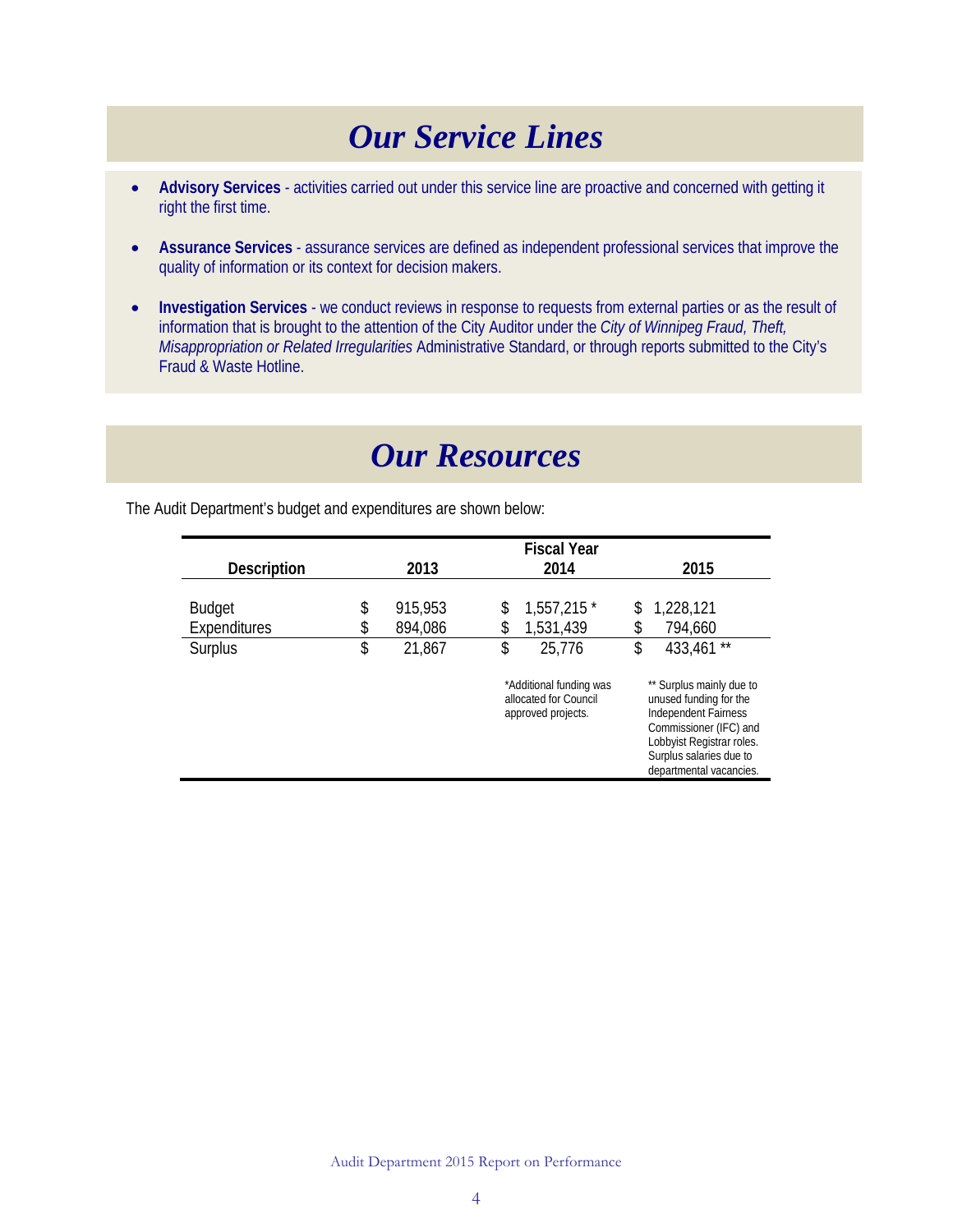# Our Service Lines

- **Advisory Services** - activities carried out under this service line are proactive and concerned with getting it right the first time.
- **Assurance Services** - assurance services are defined as independent professional services that improve the quality of information or its context for decision makers.
- **Investigation Services** - we conduct reviews in response to requests from external parties or as the result of information that is brought to the attention of the City Auditor under the *City of Winnipeg Fraud, Theft, Misappropriation or Related Irregularities* Administrative Standard, or through reports submitted to the City's Fraud & Waste Hotline.

# Our Resources

The Audit Department's budget and expenditures are shown below:

| Description | Fiscal Year 2013 | Fiscal Year 2014 | Fiscal Year 2015 |
|---|---|---|---|
| Budget | $ 915,953 | $ 1,557,215 * | $ 1,228,121 |
| Expenditures | $ 894,086 | $ 1,531,439 | $ 794,660 |
| Surplus | $ 21,867 | $ 25,776 | $ 433,461 ** |
| | | *Additional funding was allocated for Council approved projects. | ** Surplus mainly due to unused funding for the Independent Fairness Commissioner (IFC) and Lobbyist Registrar roles. Surplus salaries due to departmental vacancies. |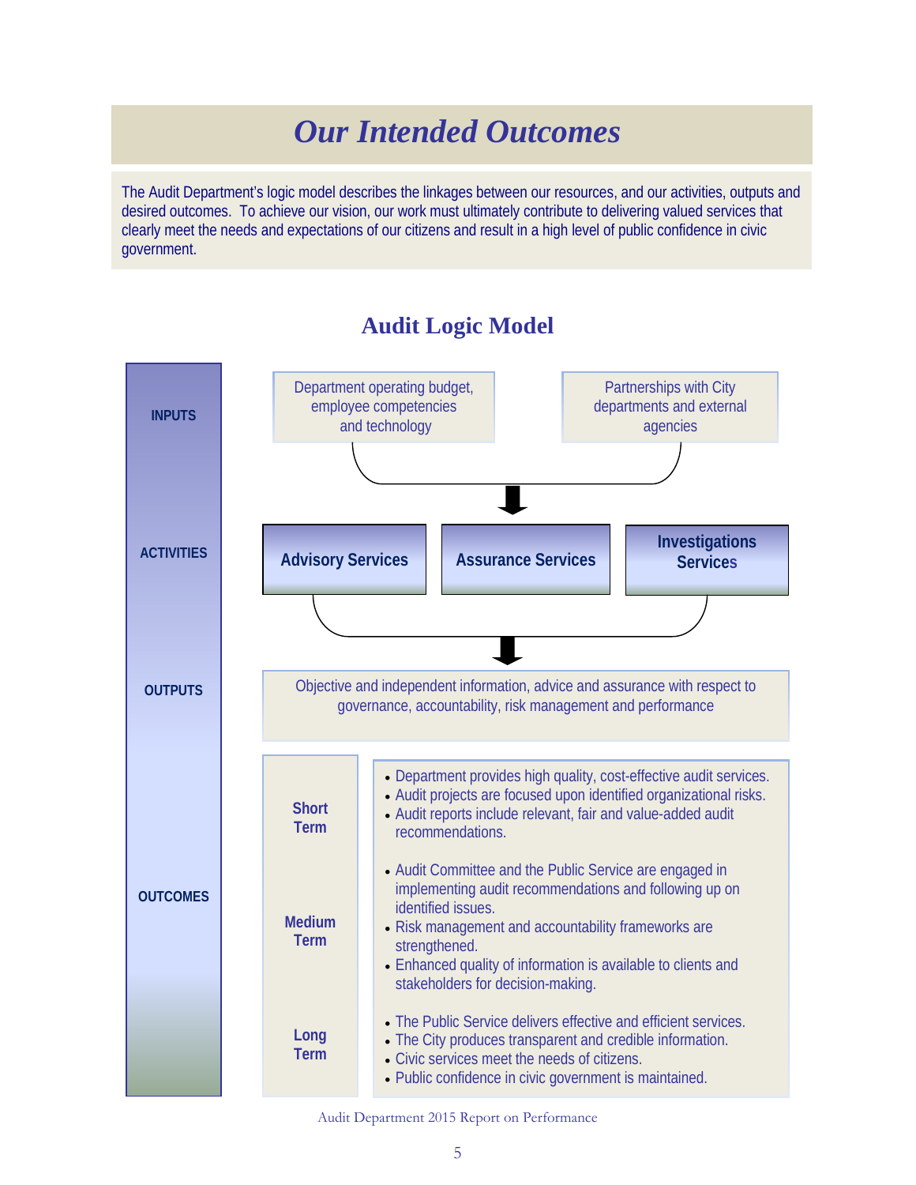# Our Intended Outcomes

The Audit Department's logic model describes the linkages between our resources, and our activities, outputs and desired outcomes. To achieve our vision, our work must ultimately contribute to delivering valued services that clearly meet the needs and expectations of our citizens and result in a high level of public confidence in civic government.

## Audit Logic Model

**INPUTS**

- Department operating budget, employee competencies and technology
- Partnerships with City departments and external agencies

**ACTIVITIES**

- **Advisory Services**
- **Assurance Services**
- **Investigations Services**

**OUTPUTS**

Objective and independent information, advice and assurance with respect to governance, accountability, risk management and performance

**OUTCOMES**

**Short Term**

- Department provides high quality, cost-effective audit services.
- Audit projects are focused upon identified organizational risks.
- Audit reports include relevant, fair and value-added audit recommendations.

**Medium Term**

- Audit Committee and the Public Service are engaged in implementing audit recommendations and following up on identified issues.
- Risk management and accountability frameworks are strengthened.
- Enhanced quality of information is available to clients and stakeholders for decision-making.

**Long Term**

- The Public Service delivers effective and efficient services.
- The City produces transparent and credible information.
- Civic services meet the needs of citizens.
- Public confidence in civic government is maintained.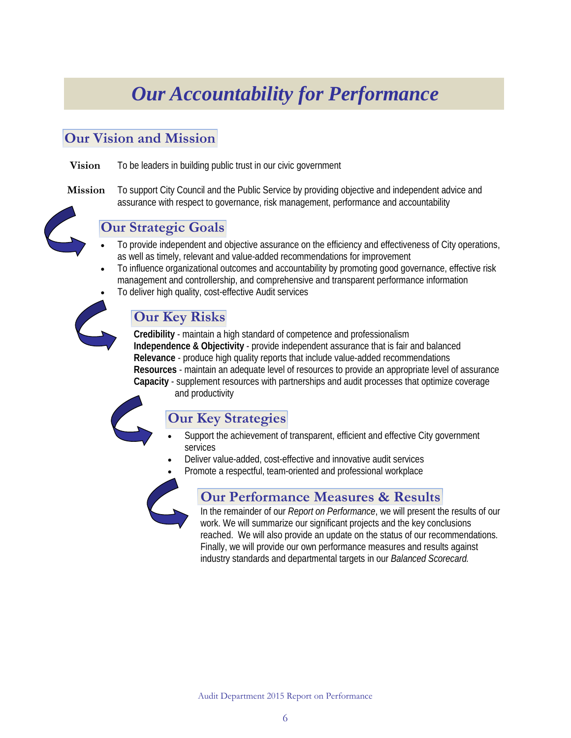# Our Accountability for Performance

## Our Vision and Mission

**Vision** To be leaders in building public trust in our civic government

**Mission** To support City Council and the Public Service by providing objective and independent advice and assurance with respect to governance, risk management, performance and accountability

## Our Strategic Goals

- To provide independent and objective assurance on the efficiency and effectiveness of City operations, as well as timely, relevant and value-added recommendations for improvement
- To influence organizational outcomes and accountability by promoting good governance, effective risk management and controllership, and comprehensive and transparent performance information
- To deliver high quality, cost-effective Audit services

## Our Key Risks

**Credibility** - maintain a high standard of competence and professionalism
**Independence & Objectivity** - provide independent assurance that is fair and balanced
**Relevance** - produce high quality reports that include value-added recommendations
**Resources** - maintain an adequate level of resources to provide an appropriate level of assurance
**Capacity** - supplement resources with partnerships and audit processes that optimize coverage and productivity

## Our Key Strategies

- Support the achievement of transparent, efficient and effective City government services
- Deliver value-added, cost-effective and innovative audit services
- Promote a respectful, team-oriented and professional workplace

## Our Performance Measures & Results

In the remainder of our *Report on Performance*, we will present the results of our work. We will summarize our significant projects and the key conclusions reached. We will also provide an update on the status of our recommendations. Finally, we will provide our own performance measures and results against industry standards and departmental targets in our *Balanced Scorecard.*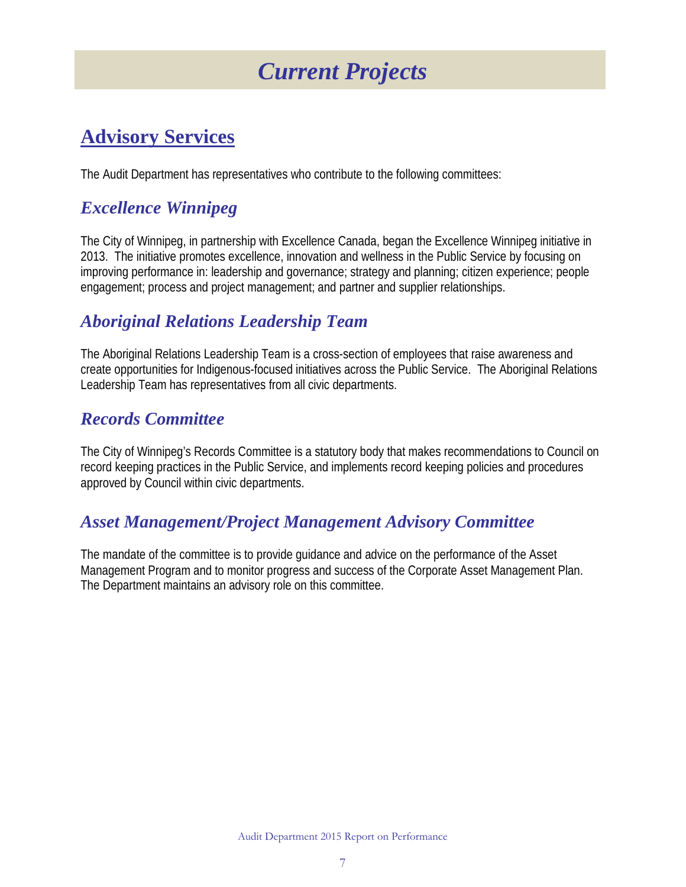# *Current Projects*

## Advisory Services

The Audit Department has representatives who contribute to the following committees:

### *Excellence Winnipeg*

The City of Winnipeg, in partnership with Excellence Canada, began the Excellence Winnipeg initiative in 2013. The initiative promotes excellence, innovation and wellness in the Public Service by focusing on improving performance in: leadership and governance; strategy and planning; citizen experience; people engagement; process and project management; and partner and supplier relationships.

### *Aboriginal Relations Leadership Team*

The Aboriginal Relations Leadership Team is a cross-section of employees that raise awareness and create opportunities for Indigenous-focused initiatives across the Public Service. The Aboriginal Relations Leadership Team has representatives from all civic departments.

### *Records Committee*

The City of Winnipeg's Records Committee is a statutory body that makes recommendations to Council on record keeping practices in the Public Service, and implements record keeping policies and procedures approved by Council within civic departments.

### *Asset Management/Project Management Advisory Committee*

The mandate of the committee is to provide guidance and advice on the performance of the Asset Management Program and to monitor progress and success of the Corporate Asset Management Plan. The Department maintains an advisory role on this committee.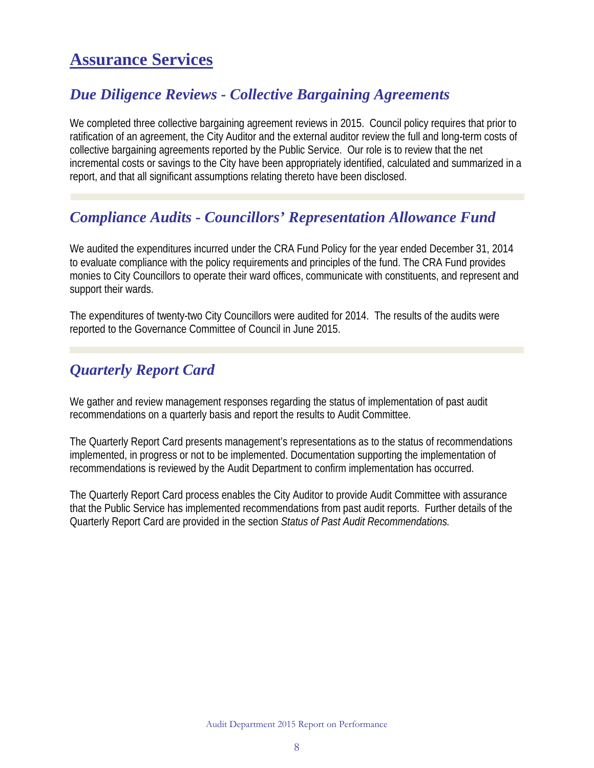# Assurance Services

## *Due Diligence Reviews - Collective Bargaining Agreements*

We completed three collective bargaining agreement reviews in 2015. Council policy requires that prior to ratification of an agreement, the City Auditor and the external auditor review the full and long-term costs of collective bargaining agreements reported by the Public Service. Our role is to review that the net incremental costs or savings to the City have been appropriately identified, calculated and summarized in a report, and that all significant assumptions relating thereto have been disclosed.

## *Compliance Audits - Councillors' Representation Allowance Fund*

We audited the expenditures incurred under the CRA Fund Policy for the year ended December 31, 2014 to evaluate compliance with the policy requirements and principles of the fund. The CRA Fund provides monies to City Councillors to operate their ward offices, communicate with constituents, and represent and support their wards.

The expenditures of twenty-two City Councillors were audited for 2014. The results of the audits were reported to the Governance Committee of Council in June 2015.

## *Quarterly Report Card*

We gather and review management responses regarding the status of implementation of past audit recommendations on a quarterly basis and report the results to Audit Committee.

The Quarterly Report Card presents management's representations as to the status of recommendations implemented, in progress or not to be implemented. Documentation supporting the implementation of recommendations is reviewed by the Audit Department to confirm implementation has occurred.

The Quarterly Report Card process enables the City Auditor to provide Audit Committee with assurance that the Public Service has implemented recommendations from past audit reports. Further details of the Quarterly Report Card are provided in the section *Status of Past Audit Recommendations.*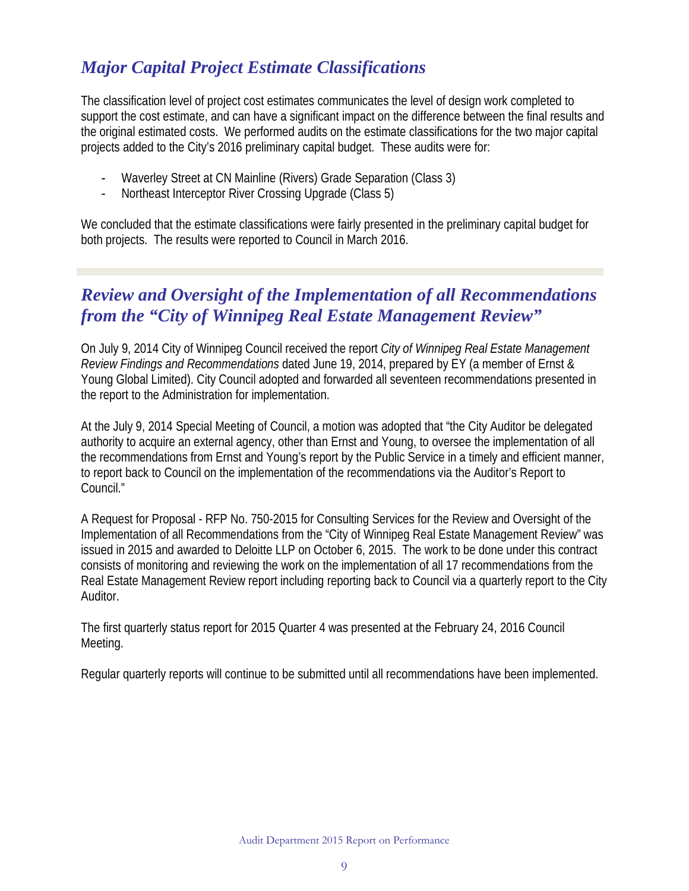## *Major Capital Project Estimate Classifications*

The classification level of project cost estimates communicates the level of design work completed to support the cost estimate, and can have a significant impact on the difference between the final results and the original estimated costs. We performed audits on the estimate classifications for the two major capital projects added to the City's 2016 preliminary capital budget. These audits were for:

- Waverley Street at CN Mainline (Rivers) Grade Separation (Class 3)
- Northeast Interceptor River Crossing Upgrade (Class 5)

We concluded that the estimate classifications were fairly presented in the preliminary capital budget for both projects. The results were reported to Council in March 2016.

## *Review and Oversight of the Implementation of all Recommendations from the "City of Winnipeg Real Estate Management Review"*

On July 9, 2014 City of Winnipeg Council received the report *City of Winnipeg Real Estate Management Review Findings and Recommendations* dated June 19, 2014, prepared by EY (a member of Ernst & Young Global Limited). City Council adopted and forwarded all seventeen recommendations presented in the report to the Administration for implementation.

At the July 9, 2014 Special Meeting of Council, a motion was adopted that "the City Auditor be delegated authority to acquire an external agency, other than Ernst and Young, to oversee the implementation of all the recommendations from Ernst and Young's report by the Public Service in a timely and efficient manner, to report back to Council on the implementation of the recommendations via the Auditor's Report to Council."

A Request for Proposal - RFP No. 750-2015 for Consulting Services for the Review and Oversight of the Implementation of all Recommendations from the "City of Winnipeg Real Estate Management Review" was issued in 2015 and awarded to Deloitte LLP on October 6, 2015. The work to be done under this contract consists of monitoring and reviewing the work on the implementation of all 17 recommendations from the Real Estate Management Review report including reporting back to Council via a quarterly report to the City Auditor.

The first quarterly status report for 2015 Quarter 4 was presented at the February 24, 2016 Council Meeting.

Regular quarterly reports will continue to be submitted until all recommendations have been implemented.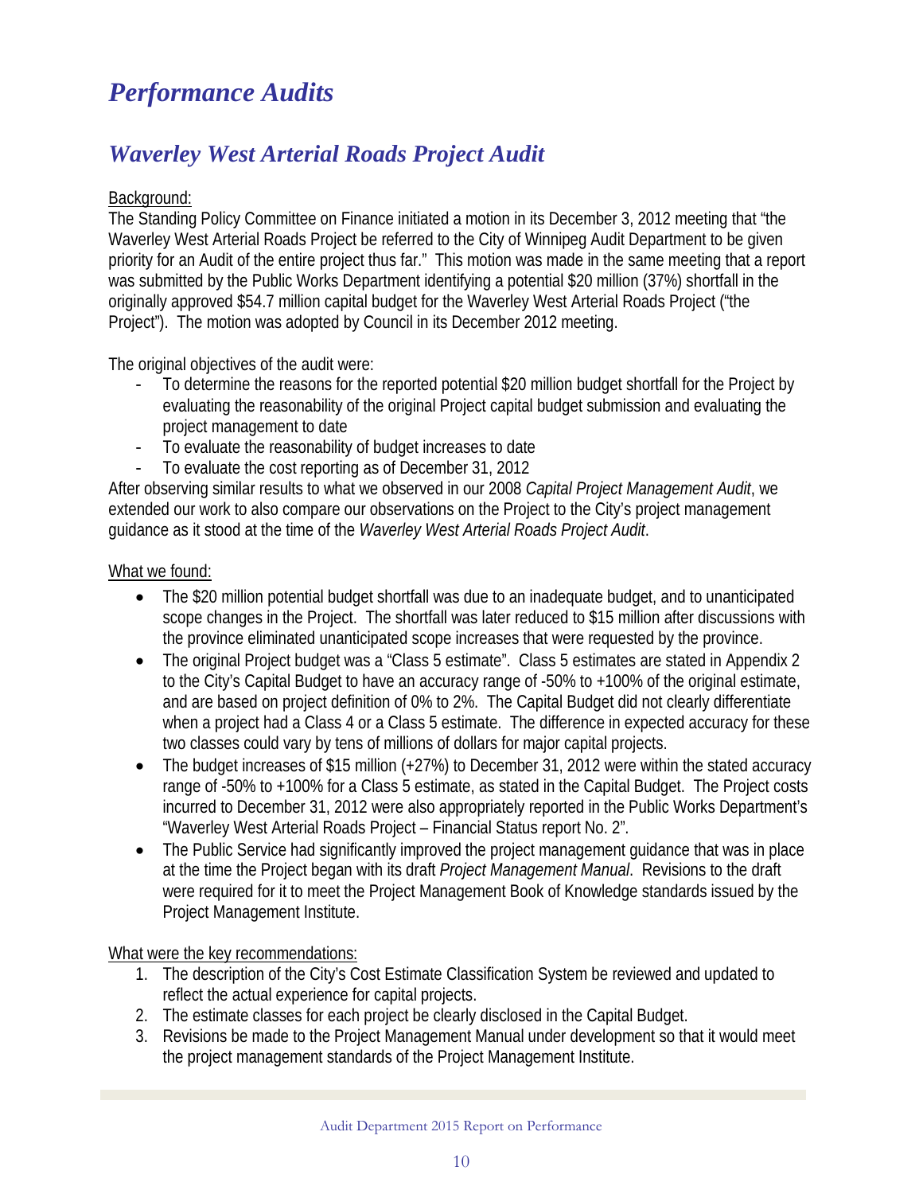# *Performance Audits*

## *Waverley West Arterial Roads Project Audit*

Background:
The Standing Policy Committee on Finance initiated a motion in its December 3, 2012 meeting that "the Waverley West Arterial Roads Project be referred to the City of Winnipeg Audit Department to be given priority for an Audit of the entire project thus far." This motion was made in the same meeting that a report was submitted by the Public Works Department identifying a potential $20 million (37%) shortfall in the originally approved $54.7 million capital budget for the Waverley West Arterial Roads Project ("the Project"). The motion was adopted by Council in its December 2012 meeting.

The original objectives of the audit were:

- To determine the reasons for the reported potential $20 million budget shortfall for the Project by evaluating the reasonability of the original Project capital budget submission and evaluating the project management to date
- To evaluate the reasonability of budget increases to date
- To evaluate the cost reporting as of December 31, 2012

After observing similar results to what we observed in our 2008 *Capital Project Management Audit*, we extended our work to also compare our observations on the Project to the City's project management guidance as it stood at the time of the *Waverley West Arterial Roads Project Audit*.

What we found:

- The $20 million potential budget shortfall was due to an inadequate budget, and to unanticipated scope changes in the Project. The shortfall was later reduced to $15 million after discussions with the province eliminated unanticipated scope increases that were requested by the province.
- The original Project budget was a "Class 5 estimate". Class 5 estimates are stated in Appendix 2 to the City's Capital Budget to have an accuracy range of -50% to +100% of the original estimate, and are based on project definition of 0% to 2%. The Capital Budget did not clearly differentiate when a project had a Class 4 or a Class 5 estimate. The difference in expected accuracy for these two classes could vary by tens of millions of dollars for major capital projects.
- The budget increases of $15 million (+27%) to December 31, 2012 were within the stated accuracy range of -50% to +100% for a Class 5 estimate, as stated in the Capital Budget. The Project costs incurred to December 31, 2012 were also appropriately reported in the Public Works Department's "Waverley West Arterial Roads Project – Financial Status report No. 2".
- The Public Service had significantly improved the project management guidance that was in place at the time the Project began with its draft *Project Management Manual*. Revisions to the draft were required for it to meet the Project Management Book of Knowledge standards issued by the Project Management Institute.

What were the key recommendations:

1. The description of the City's Cost Estimate Classification System be reviewed and updated to reflect the actual experience for capital projects.
2. The estimate classes for each project be clearly disclosed in the Capital Budget.
3. Revisions be made to the Project Management Manual under development so that it would meet the project management standards of the Project Management Institute.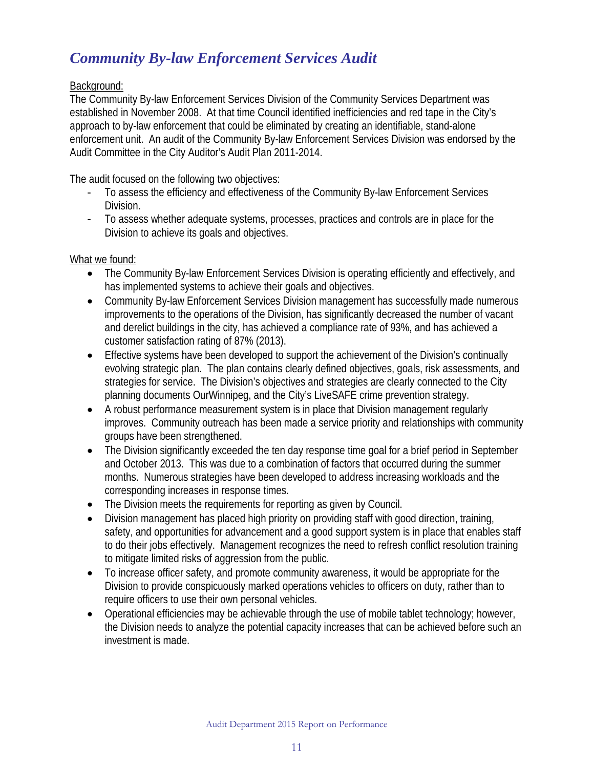## *Community By-law Enforcement Services Audit*

Background:
The Community By-law Enforcement Services Division of the Community Services Department was established in November 2008. At that time Council identified inefficiencies and red tape in the City's approach to by-law enforcement that could be eliminated by creating an identifiable, stand-alone enforcement unit. An audit of the Community By-law Enforcement Services Division was endorsed by the Audit Committee in the City Auditor's Audit Plan 2011-2014.

The audit focused on the following two objectives:

- To assess the efficiency and effectiveness of the Community By-law Enforcement Services Division.
- To assess whether adequate systems, processes, practices and controls are in place for the Division to achieve its goals and objectives.

What we found:

- The Community By-law Enforcement Services Division is operating efficiently and effectively, and has implemented systems to achieve their goals and objectives.
- Community By-law Enforcement Services Division management has successfully made numerous improvements to the operations of the Division, has significantly decreased the number of vacant and derelict buildings in the city, has achieved a compliance rate of 93%, and has achieved a customer satisfaction rating of 87% (2013).
- Effective systems have been developed to support the achievement of the Division's continually evolving strategic plan. The plan contains clearly defined objectives, goals, risk assessments, and strategies for service. The Division's objectives and strategies are clearly connected to the City planning documents OurWinnipeg, and the City's LiveSAFE crime prevention strategy.
- A robust performance measurement system is in place that Division management regularly improves. Community outreach has been made a service priority and relationships with community groups have been strengthened.
- The Division significantly exceeded the ten day response time goal for a brief period in September and October 2013. This was due to a combination of factors that occurred during the summer months. Numerous strategies have been developed to address increasing workloads and the corresponding increases in response times.
- The Division meets the requirements for reporting as given by Council.
- Division management has placed high priority on providing staff with good direction, training, safety, and opportunities for advancement and a good support system is in place that enables staff to do their jobs effectively. Management recognizes the need to refresh conflict resolution training to mitigate limited risks of aggression from the public.
- To increase officer safety, and promote community awareness, it would be appropriate for the Division to provide conspicuously marked operations vehicles to officers on duty, rather than to require officers to use their own personal vehicles.
- Operational efficiencies may be achievable through the use of mobile tablet technology; however, the Division needs to analyze the potential capacity increases that can be achieved before such an investment is made.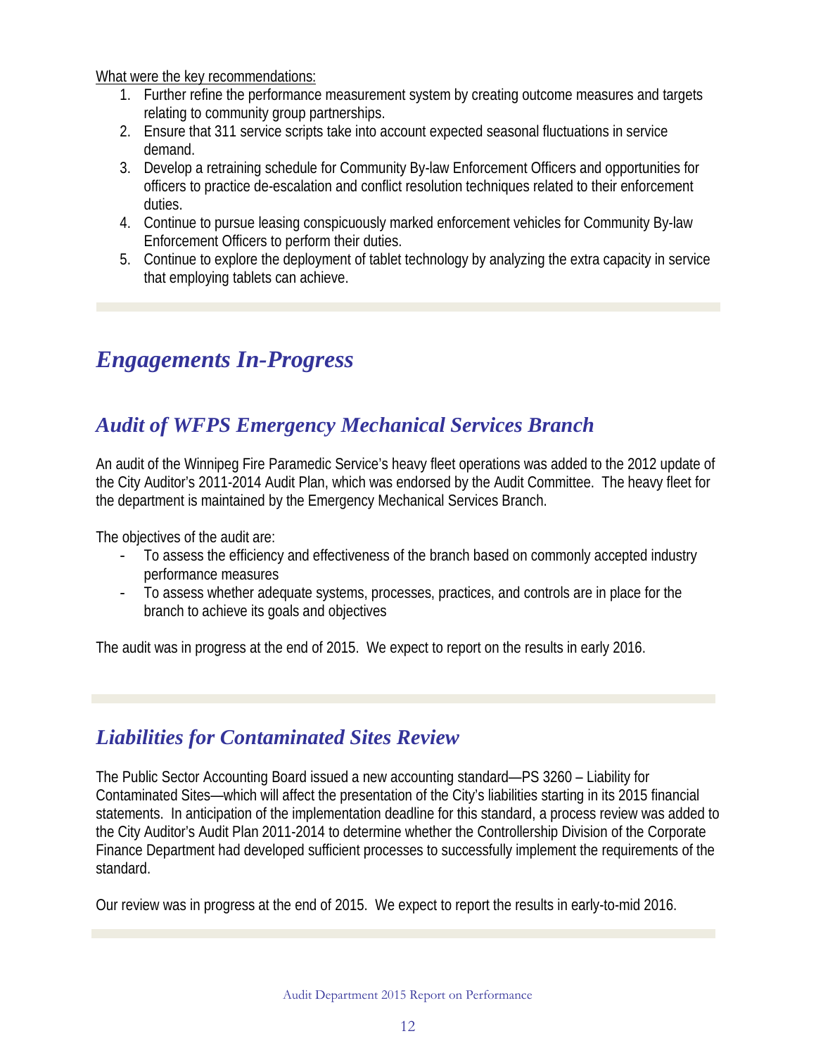What were the key recommendations:

1. Further refine the performance measurement system by creating outcome measures and targets relating to community group partnerships.
2. Ensure that 311 service scripts take into account expected seasonal fluctuations in service demand.
3. Develop a retraining schedule for Community By-law Enforcement Officers and opportunities for officers to practice de-escalation and conflict resolution techniques related to their enforcement duties.
4. Continue to pursue leasing conspicuously marked enforcement vehicles for Community By-law Enforcement Officers to perform their duties.
5. Continue to explore the deployment of tablet technology by analyzing the extra capacity in service that employing tablets can achieve.

# *Engagements In-Progress*

## *Audit of WFPS Emergency Mechanical Services Branch*

An audit of the Winnipeg Fire Paramedic Service's heavy fleet operations was added to the 2012 update of the City Auditor's 2011-2014 Audit Plan, which was endorsed by the Audit Committee. The heavy fleet for the department is maintained by the Emergency Mechanical Services Branch.

The objectives of the audit are:

- To assess the efficiency and effectiveness of the branch based on commonly accepted industry performance measures
- To assess whether adequate systems, processes, practices, and controls are in place for the branch to achieve its goals and objectives

The audit was in progress at the end of 2015. We expect to report on the results in early 2016.

## *Liabilities for Contaminated Sites Review*

The Public Sector Accounting Board issued a new accounting standard—PS 3260 – Liability for Contaminated Sites—which will affect the presentation of the City's liabilities starting in its 2015 financial statements. In anticipation of the implementation deadline for this standard, a process review was added to the City Auditor's Audit Plan 2011-2014 to determine whether the Controllership Division of the Corporate Finance Department had developed sufficient processes to successfully implement the requirements of the standard.

Our review was in progress at the end of 2015. We expect to report the results in early-to-mid 2016.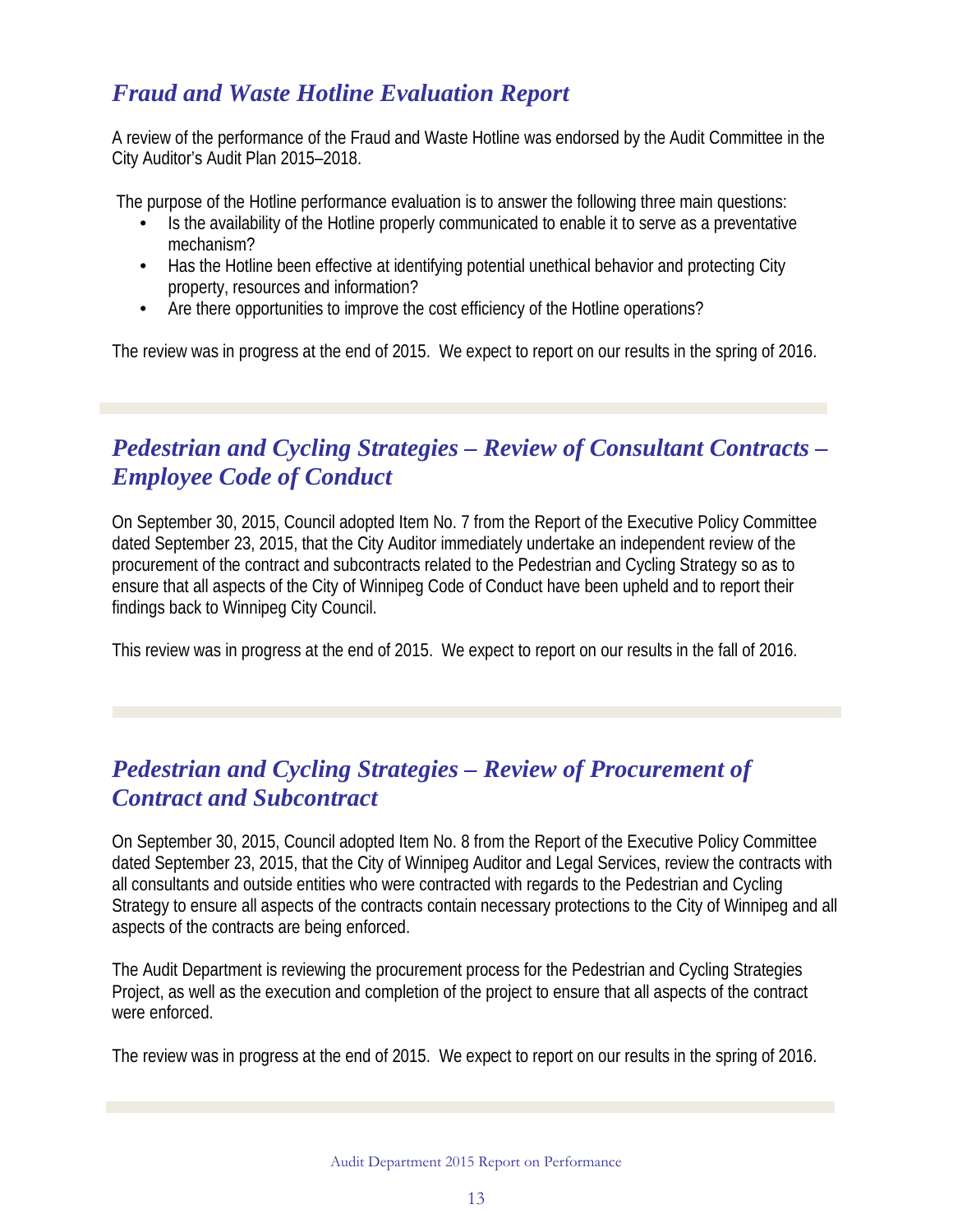## *Fraud and Waste Hotline Evaluation Report*

A review of the performance of the Fraud and Waste Hotline was endorsed by the Audit Committee in the City Auditor's Audit Plan 2015–2018.

The purpose of the Hotline performance evaluation is to answer the following three main questions:

- Is the availability of the Hotline properly communicated to enable it to serve as a preventative mechanism?
- Has the Hotline been effective at identifying potential unethical behavior and protecting City property, resources and information?
- Are there opportunities to improve the cost efficiency of the Hotline operations?

The review was in progress at the end of 2015. We expect to report on our results in the spring of 2016.

## *Pedestrian and Cycling Strategies – Review of Consultant Contracts – Employee Code of Conduct*

On September 30, 2015, Council adopted Item No. 7 from the Report of the Executive Policy Committee dated September 23, 2015, that the City Auditor immediately undertake an independent review of the procurement of the contract and subcontracts related to the Pedestrian and Cycling Strategy so as to ensure that all aspects of the City of Winnipeg Code of Conduct have been upheld and to report their findings back to Winnipeg City Council.

This review was in progress at the end of 2015. We expect to report on our results in the fall of 2016.

## *Pedestrian and Cycling Strategies – Review of Procurement of Contract and Subcontract*

On September 30, 2015, Council adopted Item No. 8 from the Report of the Executive Policy Committee dated September 23, 2015, that the City of Winnipeg Auditor and Legal Services, review the contracts with all consultants and outside entities who were contracted with regards to the Pedestrian and Cycling Strategy to ensure all aspects of the contracts contain necessary protections to the City of Winnipeg and all aspects of the contracts are being enforced.

The Audit Department is reviewing the procurement process for the Pedestrian and Cycling Strategies Project, as well as the execution and completion of the project to ensure that all aspects of the contract were enforced.

The review was in progress at the end of 2015. We expect to report on our results in the spring of 2016.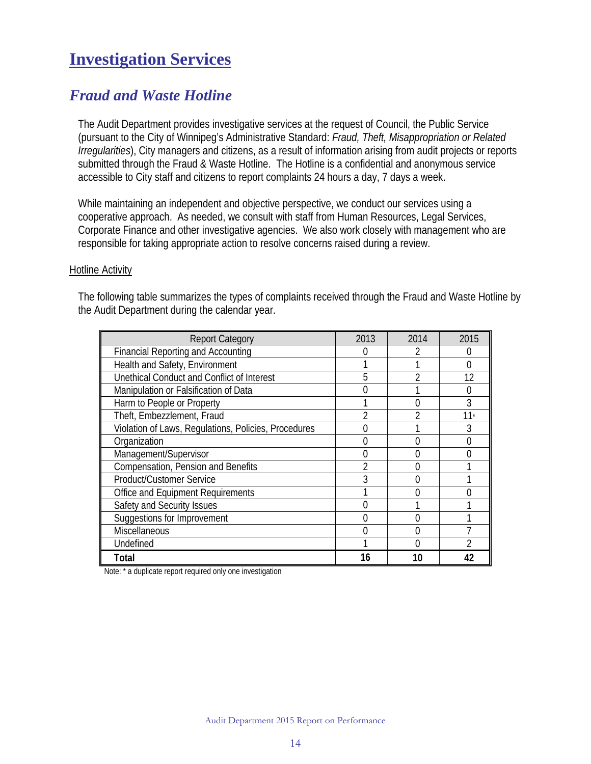# Investigation Services

## *Fraud and Waste Hotline*

The Audit Department provides investigative services at the request of Council, the Public Service (pursuant to the City of Winnipeg's Administrative Standard: *Fraud, Theft, Misappropriation or Related Irregularities*), City managers and citizens, as a result of information arising from audit projects or reports submitted through the Fraud & Waste Hotline. The Hotline is a confidential and anonymous service accessible to City staff and citizens to report complaints 24 hours a day, 7 days a week.

While maintaining an independent and objective perspective, we conduct our services using a cooperative approach. As needed, we consult with staff from Human Resources, Legal Services, Corporate Finance and other investigative agencies. We also work closely with management who are responsible for taking appropriate action to resolve concerns raised during a review.

<u>Hotline Activity</u>

The following table summarizes the types of complaints received through the Fraud and Waste Hotline by the Audit Department during the calendar year.

| Report Category | 2013 | 2014 | 2015 |
|---|---|---|---|
| Financial Reporting and Accounting | 0 | 2 | 0 |
| Health and Safety, Environment | 1 | 1 | 0 |
| Unethical Conduct and Conflict of Interest | 5 | 2 | 12 |
| Manipulation or Falsification of Data | 0 | 1 | 0 |
| Harm to People or Property | 1 | 0 | 3 |
| Theft, Embezzlement, Fraud | 2 | 2 | 11* |
| Violation of Laws, Regulations, Policies, Procedures | 0 | 1 | 3 |
| Organization | 0 | 0 | 0 |
| Management/Supervisor | 0 | 0 | 0 |
| Compensation, Pension and Benefits | 2 | 0 | 1 |
| Product/Customer Service | 3 | 0 | 1 |
| Office and Equipment Requirements | 1 | 0 | 0 |
| Safety and Security Issues | 0 | 1 | 1 |
| Suggestions for Improvement | 0 | 0 | 1 |
| Miscellaneous | 0 | 0 | 7 |
| Undefined | 1 | 0 | 2 |
| **Total** | **16** | **10** | **42** |

Note: * a duplicate report required only one investigation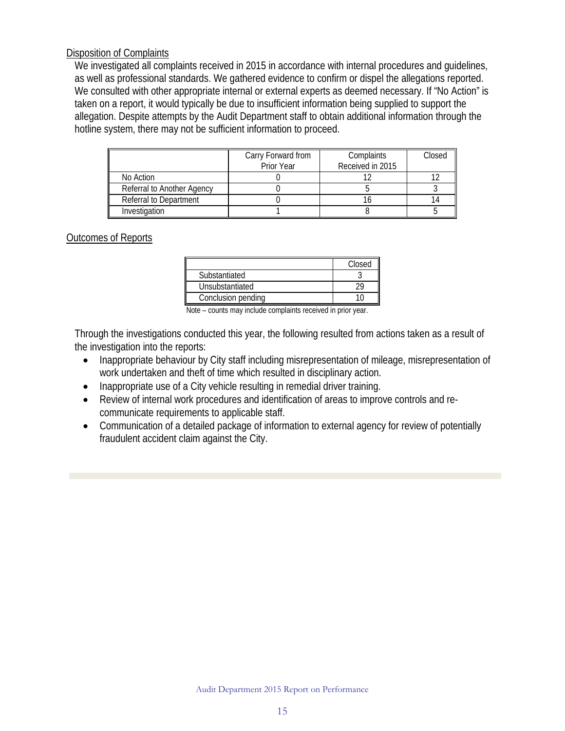Disposition of Complaints

We investigated all complaints received in 2015 in accordance with internal procedures and guidelines, as well as professional standards. We gathered evidence to confirm or dispel the allegations reported. We consulted with other appropriate internal or external experts as deemed necessary. If "No Action" is taken on a report, it would typically be due to insufficient information being supplied to support the allegation. Despite attempts by the Audit Department staff to obtain additional information through the hotline system, there may not be sufficient information to proceed.

| | Carry Forward from Prior Year | Complaints Received in 2015 | Closed |
|---|---|---|---|
| No Action | 0 | 12 | 12 |
| Referral to Another Agency | 0 | 5 | 3 |
| Referral to Department | 0 | 16 | 14 |
| Investigation | 1 | 8 | 5 |

Outcomes of Reports

| | Closed |
|---|---|
| Substantiated | 3 |
| Unsubstantiated | 29 |
| Conclusion pending | 10 |

Note – counts may include complaints received in prior year.

Through the investigations conducted this year, the following resulted from actions taken as a result of the investigation into the reports:

- Inappropriate behaviour by City staff including misrepresentation of mileage, misrepresentation of work undertaken and theft of time which resulted in disciplinary action.
- Inappropriate use of a City vehicle resulting in remedial driver training.
- Review of internal work procedures and identification of areas to improve controls and re-communicate requirements to applicable staff.
- Communication of a detailed package of information to external agency for review of potentially fraudulent accident claim against the City.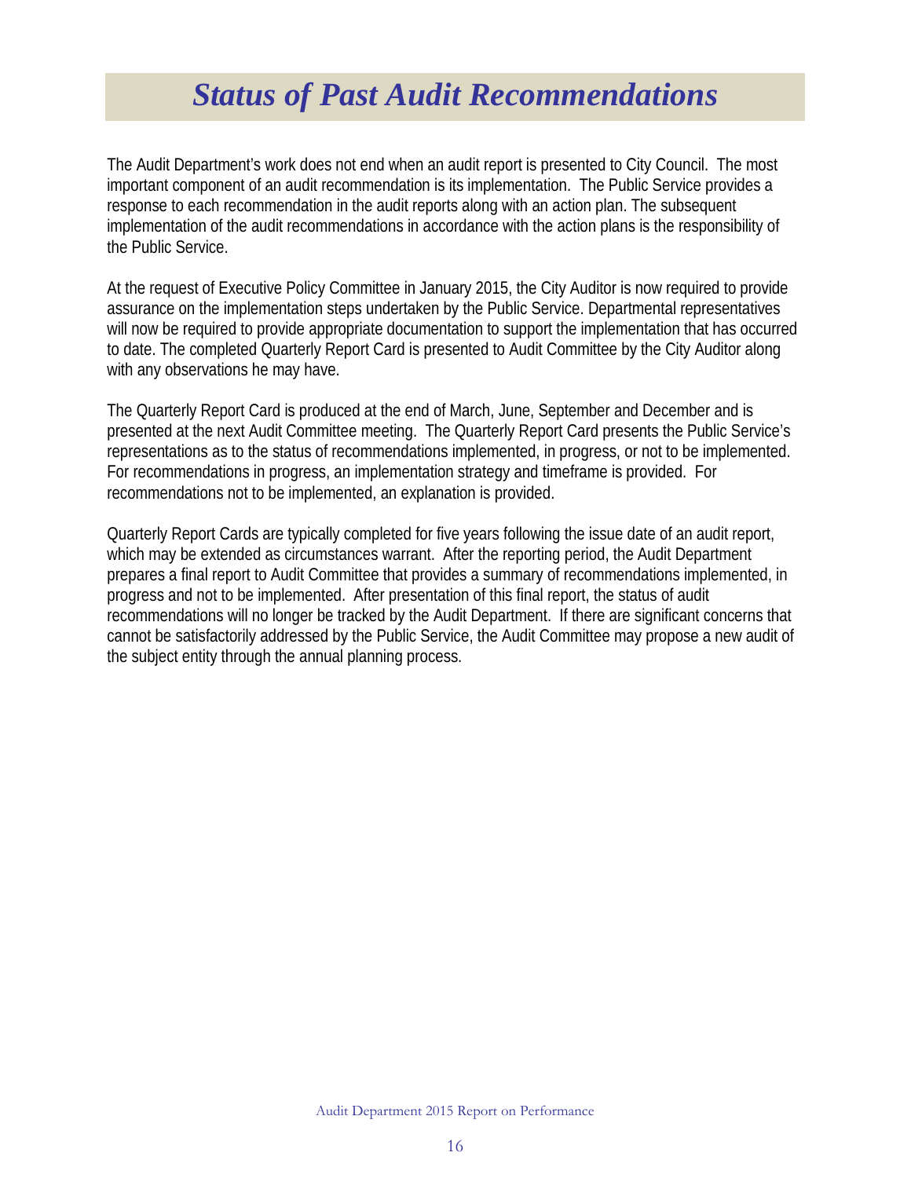# *Status of Past Audit Recommendations*

The Audit Department's work does not end when an audit report is presented to City Council. The most important component of an audit recommendation is its implementation. The Public Service provides a response to each recommendation in the audit reports along with an action plan. The subsequent implementation of the audit recommendations in accordance with the action plans is the responsibility of the Public Service.

At the request of Executive Policy Committee in January 2015, the City Auditor is now required to provide assurance on the implementation steps undertaken by the Public Service. Departmental representatives will now be required to provide appropriate documentation to support the implementation that has occurred to date. The completed Quarterly Report Card is presented to Audit Committee by the City Auditor along with any observations he may have.

The Quarterly Report Card is produced at the end of March, June, September and December and is presented at the next Audit Committee meeting. The Quarterly Report Card presents the Public Service's representations as to the status of recommendations implemented, in progress, or not to be implemented. For recommendations in progress, an implementation strategy and timeframe is provided. For recommendations not to be implemented, an explanation is provided.

Quarterly Report Cards are typically completed for five years following the issue date of an audit report, which may be extended as circumstances warrant. After the reporting period, the Audit Department prepares a final report to Audit Committee that provides a summary of recommendations implemented, in progress and not to be implemented. After presentation of this final report, the status of audit recommendations will no longer be tracked by the Audit Department. If there are significant concerns that cannot be satisfactorily addressed by the Public Service, the Audit Committee may propose a new audit of the subject entity through the annual planning process.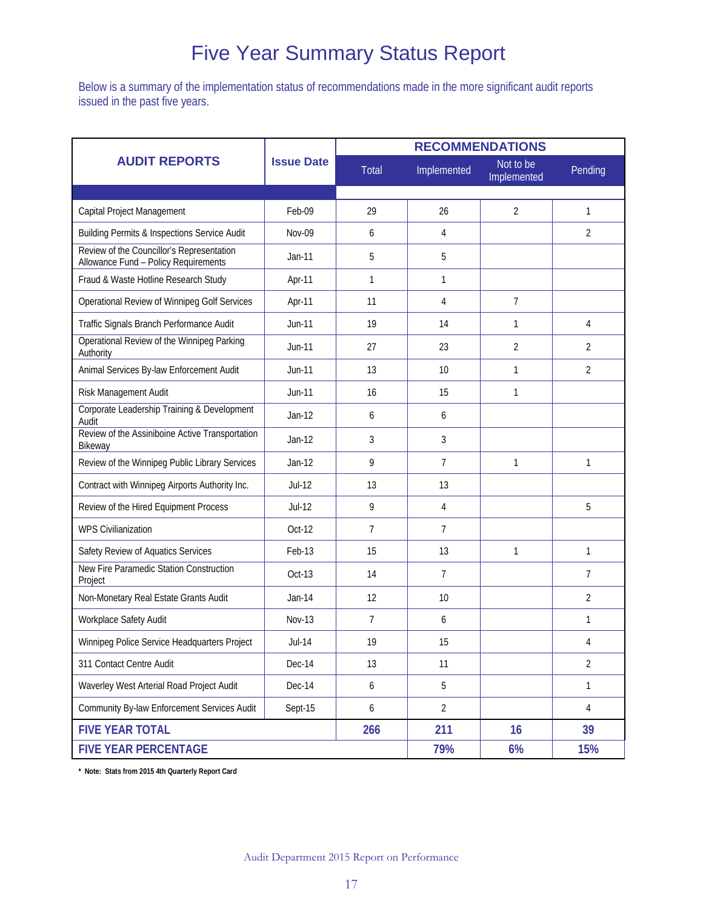# Five Year Summary Status Report

Below is a summary of the implementation status of recommendations made in the more significant audit reports issued in the past five years.

| AUDIT REPORTS | Issue Date | RECOMMENDATIONS | | | |
|---|---|---|---|---|---|
| | | Total | Implemented | Not to be Implemented | Pending |
| Capital Project Management | Feb-09 | 29 | 26 | 2 | 1 |
| Building Permits & Inspections Service Audit | Nov-09 | 6 | 4 | | 2 |
| Review of the Councillor's Representation Allowance Fund – Policy Requirements | Jan-11 | 5 | 5 | | |
| Fraud & Waste Hotline Research Study | Apr-11 | 1 | 1 | | |
| Operational Review of Winnipeg Golf Services | Apr-11 | 11 | 4 | 7 | |
| Traffic Signals Branch Performance Audit | Jun-11 | 19 | 14 | 1 | 4 |
| Operational Review of the Winnipeg Parking Authority | Jun-11 | 27 | 23 | 2 | 2 |
| Animal Services By-law Enforcement Audit | Jun-11 | 13 | 10 | 1 | 2 |
| Risk Management Audit | Jun-11 | 16 | 15 | 1 | |
| Corporate Leadership Training & Development Audit | Jan-12 | 6 | 6 | | |
| Review of the Assiniboine Active Transportation Bikeway | Jan-12 | 3 | 3 | | |
| Review of the Winnipeg Public Library Services | Jan-12 | 9 | 7 | 1 | 1 |
| Contract with Winnipeg Airports Authority Inc. | Jul-12 | 13 | 13 | | |
| Review of the Hired Equipment Process | Jul-12 | 9 | 4 | | 5 |
| WPS Civilianization | Oct-12 | 7 | 7 | | |
| Safety Review of Aquatics Services | Feb-13 | 15 | 13 | 1 | 1 |
| New Fire Paramedic Station Construction Project | Oct-13 | 14 | 7 | | 7 |
| Non-Monetary Real Estate Grants Audit | Jan-14 | 12 | 10 | | 2 |
| Workplace Safety Audit | Nov-13 | 7 | 6 | | 1 |
| Winnipeg Police Service Headquarters Project | Jul-14 | 19 | 15 | | 4 |
| 311 Contact Centre Audit | Dec-14 | 13 | 11 | | 2 |
| Waverley West Arterial Road Project Audit | Dec-14 | 6 | 5 | | 1 |
| Community By-law Enforcement Services Audit | Sept-15 | 6 | 2 | | 4 |
| **FIVE YEAR TOTAL** | | **266** | **211** | **16** | **39** |
| **FIVE YEAR PERCENTAGE** | | | **79%** | **6%** | **15%** |

**\* Note: Stats from 2015 4th Quarterly Report Card**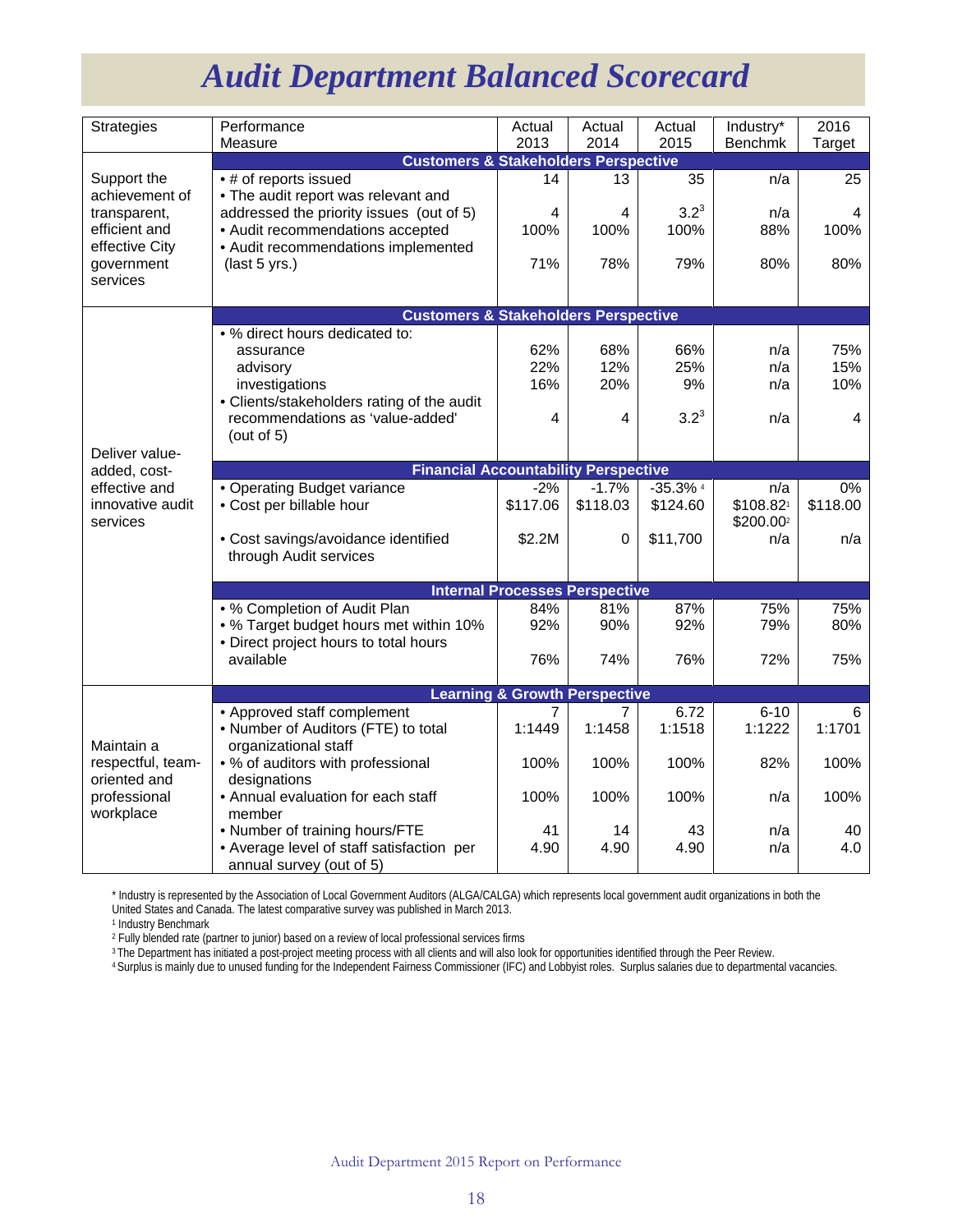# *Audit Department Balanced Scorecard*

| Strategies | Performance Measure | Actual 2013 | Actual 2014 | Actual 2015 | Industry* Benchmk | 2016 Target |
|---|---|---|---|---|---|---|
| | **Customers & Stakeholders Perspective** | | | | | |
| Support the achievement of transparent, efficient and effective City government services | • # of reports issued | 14 | 13 | 35 | n/a | 25 |
| | • The audit report was relevant and addressed the priority issues (out of 5) | 4 | 4 | 3.2[3] | n/a | 4 |
| | • Audit recommendations accepted | 100% | 100% | 100% | 88% | 100% |
| | • Audit recommendations implemented (last 5 yrs.) | 71% | 78% | 79% | 80% | 80% |
| | **Customers & Stakeholders Perspective** | | | | | |
| Deliver value-added, cost-effective and innovative audit services | • % direct hours dedicated to: | | | | | |
| | assurance | 62% | 68% | 66% | n/a | 75% |
| | advisory | 22% | 12% | 25% | n/a | 15% |
| | investigations | 16% | 20% | 9% | n/a | 10% |
| | • Clients/stakeholders rating of the audit recommendations as 'value-added' (out of 5) | 4 | 4 | 3.2[3] | n/a | 4 |
| | **Financial Accountability Perspective** | | | | | |
| | • Operating Budget variance | -2% | -1.7% | -35.3% [4] | n/a | 0% |
| | • Cost per billable hour | $117.06 | $118.03 | $124.60 | $108.82[1] $200.00[2] | $118.00 |
| | • Cost savings/avoidance identified through Audit services | $2.2M | 0 | $11,700 | n/a | n/a |
| | **Internal Processes Perspective** | | | | | |
| | • % Completion of Audit Plan | 84% | 81% | 87% | 75% | 75% |
| | • % Target budget hours met within 10% | 92% | 90% | 92% | 79% | 80% |
| | • Direct project hours to total hours available | 76% | 74% | 76% | 72% | 75% |
| | **Learning & Growth Perspective** | | | | | |
| Maintain a respectful, team-oriented and professional workplace | • Approved staff complement | 7 | 7 | 6.72 | 6-10 | 6 |
| | • Number of Auditors (FTE) to total organizational staff | 1:1449 | 1:1458 | 1:1518 | 1:1222 | 1:1701 |
| | • % of auditors with professional designations | 100% | 100% | 100% | 82% | 100% |
| | • Annual evaluation for each staff member | 100% | 100% | 100% | n/a | 100% |
| | • Number of training hours/FTE | 41 | 14 | 43 | n/a | 40 |
| | • Average level of staff satisfaction per annual survey (out of 5) | 4.90 | 4.90 | 4.90 | n/a | 4.0 |

\* Industry is represented by the Association of Local Government Auditors (ALGA/CALGA) which represents local government audit organizations in both the United States and Canada. The latest comparative survey was published in March 2013.

[1] Industry Benchmark

[2] Fully blended rate (partner to junior) based on a review of local professional services firms

[3] The Department has initiated a post-project meeting process with all clients and will also look for opportunities identified through the Peer Review.

[4] Surplus is mainly due to unused funding for the Independent Fairness Commissioner (IFC) and Lobbyist roles. Surplus salaries due to departmental vacancies.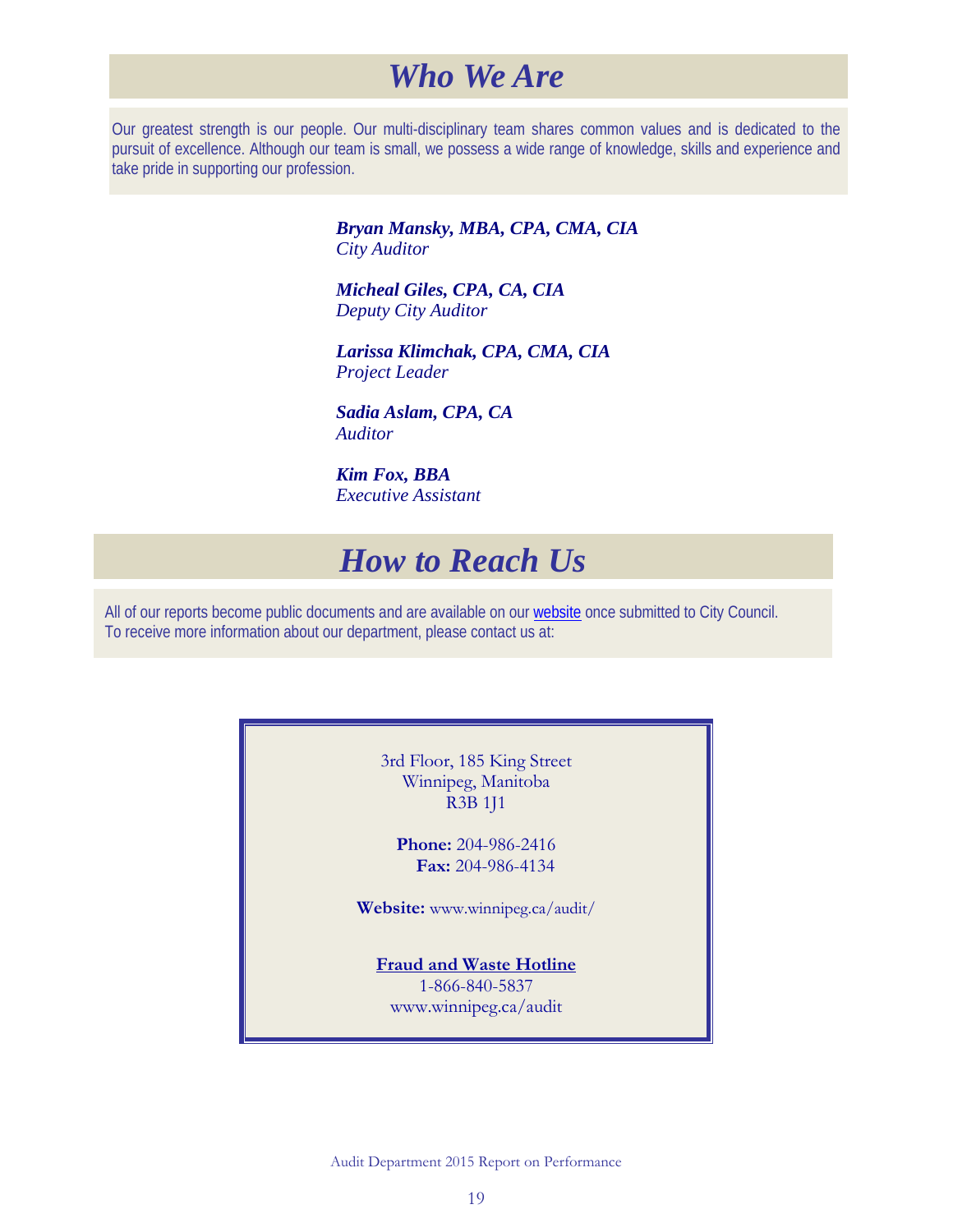# Who We Are

Our greatest strength is our people. Our multi-disciplinary team shares common values and is dedicated to the pursuit of excellence. Although our team is small, we possess a wide range of knowledge, skills and experience and take pride in supporting our profession.

***Bryan Mansky, MBA, CPA, CMA, CIA***
*City Auditor*

***Micheal Giles, CPA, CA, CIA***
*Deputy City Auditor*

***Larissa Klimchak, CPA, CMA, CIA***
*Project Leader*

***Sadia Aslam, CPA, CA***
*Auditor*

***Kim Fox, BBA***
*Executive Assistant*

# How to Reach Us

All of our reports become public documents and are available on our website once submitted to City Council. To receive more information about our department, please contact us at:

3rd Floor, 185 King Street
Winnipeg, Manitoba
R3B 1J1

**Phone:** 204-986-2416
**Fax:** 204-986-4134

**Website:** www.winnipeg.ca/audit/

**Fraud and Waste Hotline**
1-866-840-5837
www.winnipeg.ca/audit

Audit Department 2015 Report on Performance